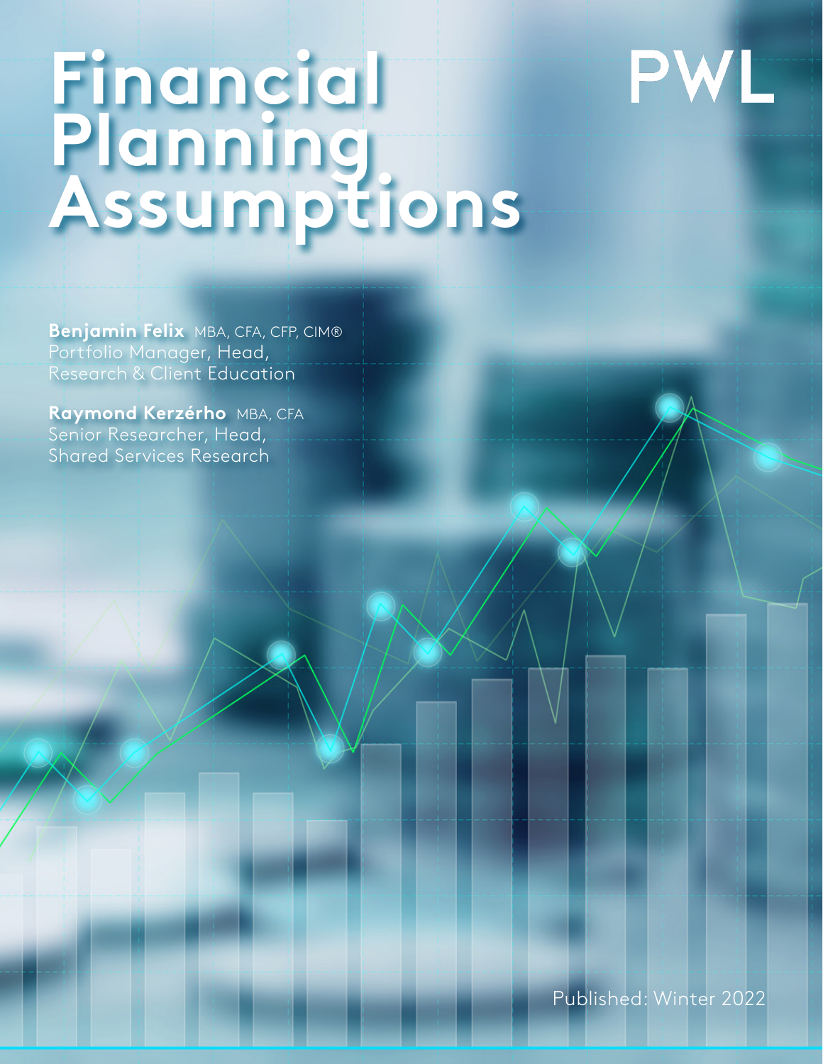# Financial Planning Assumptions

PWL

**Benjamin Felix** MBA, CFA, CFP, CIM®
Portfolio Manager, Head, Research & Client Education

**Raymond Kerzérho** MBA, CFA
Senior Researcher, Head, Shared Services Research

Published: Winter 2022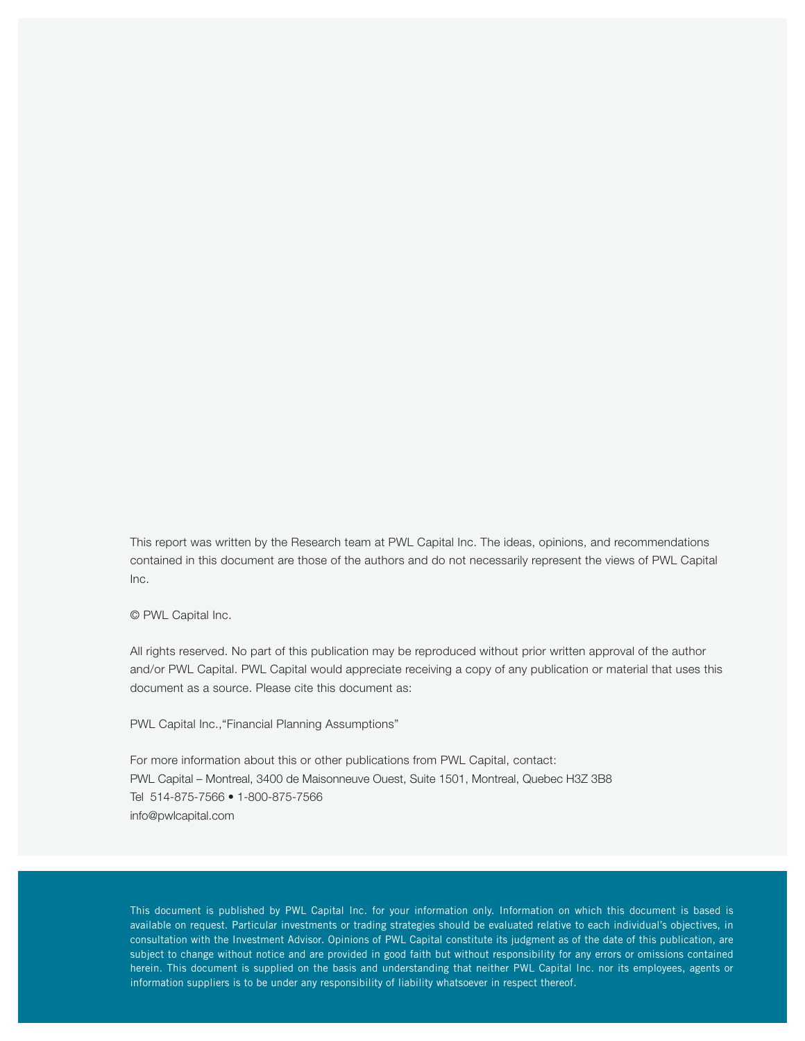This report was written by the Research team at PWL Capital Inc. The ideas, opinions, and recommendations contained in this document are those of the authors and do not necessarily represent the views of PWL Capital Inc.

© PWL Capital Inc.

All rights reserved. No part of this publication may be reproduced without prior written approval of the author and/or PWL Capital. PWL Capital would appreciate receiving a copy of any publication or material that uses this document as a source. Please cite this document as:

PWL Capital Inc.,"Financial Planning Assumptions"

For more information about this or other publications from PWL Capital, contact:
PWL Capital – Montreal, 3400 de Maisonneuve Ouest, Suite 1501, Montreal, Quebec H3Z 3B8
Tel 514-875-7566 • 1-800-875-7566
info@pwlcapital.com

This document is published by PWL Capital Inc. for your information only. Information on which this document is based is available on request. Particular investments or trading strategies should be evaluated relative to each individual's objectives, in consultation with the Investment Advisor. Opinions of PWL Capital constitute its judgment as of the date of this publication, are subject to change without notice and are provided in good faith but without responsibility for any errors or omissions contained herein. This document is supplied on the basis and understanding that neither PWL Capital Inc. nor its employees, agents or information suppliers is to be under any responsibility of liability whatsoever in respect thereof.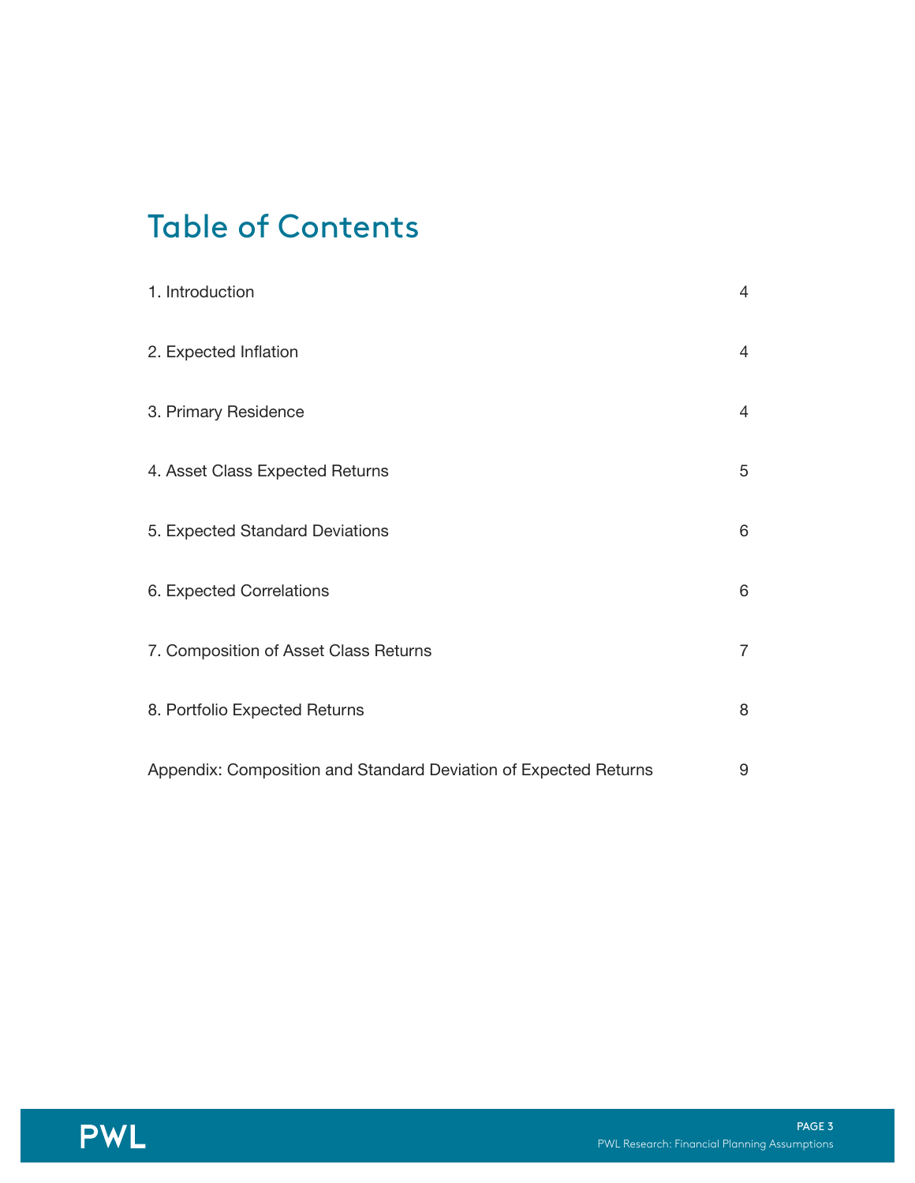# Table of Contents

| | |
|---|---|
| 1. Introduction | 4 |
| 2. Expected Inflation | 4 |
| 3. Primary Residence | 4 |
| 4. Asset Class Expected Returns | 5 |
| 5. Expected Standard Deviations | 6 |
| 6. Expected Correlations | 6 |
| 7. Composition of Asset Class Returns | 7 |
| 8. Portfolio Expected Returns | 8 |
| Appendix: Composition and Standard Deviation of Expected Returns | 9 |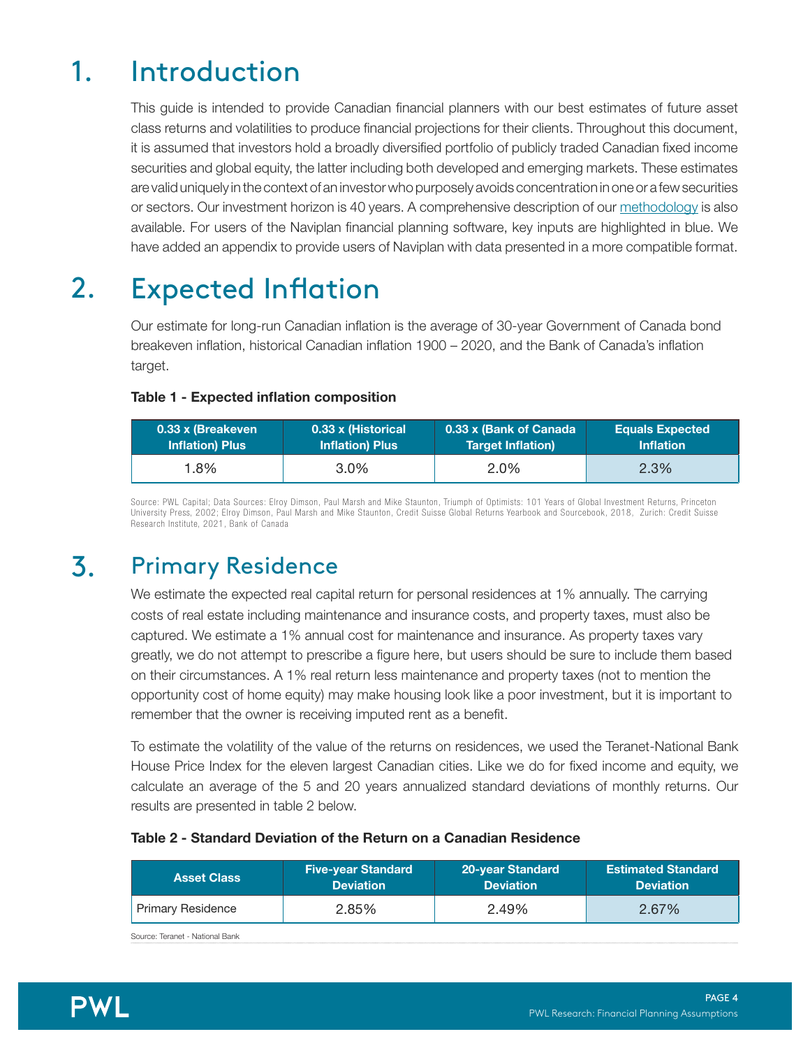# 1. Introduction

This guide is intended to provide Canadian financial planners with our best estimates of future asset class returns and volatilities to produce financial projections for their clients. Throughout this document, it is assumed that investors hold a broadly diversified portfolio of publicly traded Canadian fixed income securities and global equity, the latter including both developed and emerging markets. These estimates are valid uniquely in the context of an investor who purposely avoids concentration in one or a few securities or sectors. Our investment horizon is 40 years. A comprehensive description of our methodology is also available. For users of the Naviplan financial planning software, key inputs are highlighted in blue. We have added an appendix to provide users of Naviplan with data presented in a more compatible format.

# 2. Expected Inflation

Our estimate for long-run Canadian inflation is the average of 30-year Government of Canada bond breakeven inflation, historical Canadian inflation 1900 – 2020, and the Bank of Canada's inflation target.

**Table 1 - Expected inflation composition**

| 0.33 x (Breakeven Inflation) Plus | 0.33 x (Historical Inflation) Plus | 0.33 x (Bank of Canada Target Inflation) | Equals Expected Inflation |
|---|---|---|---|
| 1.8% | 3.0% | 2.0% | 2.3% |

Source: PWL Capital; Data Sources: Elroy Dimson, Paul Marsh and Mike Staunton, Triumph of Optimists: 101 Years of Global Investment Returns, Princeton University Press, 2002; Elroy Dimson, Paul Marsh and Mike Staunton, Credit Suisse Global Returns Yearbook and Sourcebook, 2018, Zurich: Credit Suisse Research Institute, 2021, Bank of Canada

# 3. Primary Residence

We estimate the expected real capital return for personal residences at 1% annually. The carrying costs of real estate including maintenance and insurance costs, and property taxes, must also be captured. We estimate a 1% annual cost for maintenance and insurance. As property taxes vary greatly, we do not attempt to prescribe a figure here, but users should be sure to include them based on their circumstances. A 1% real return less maintenance and property taxes (not to mention the opportunity cost of home equity) may make housing look like a poor investment, but it is important to remember that the owner is receiving imputed rent as a benefit.

To estimate the volatility of the value of the returns on residences, we used the Teranet-National Bank House Price Index for the eleven largest Canadian cities. Like we do for fixed income and equity, we calculate an average of the 5 and 20 years annualized standard deviations of monthly returns. Our results are presented in table 2 below.

**Table 2 - Standard Deviation of the Return on a Canadian Residence**

| Asset Class | Five-year Standard Deviation | 20-year Standard Deviation | Estimated Standard Deviation |
|---|---|---|---|
| Primary Residence | 2.85% | 2.49% | 2.67% |

Source: Teranet - National Bank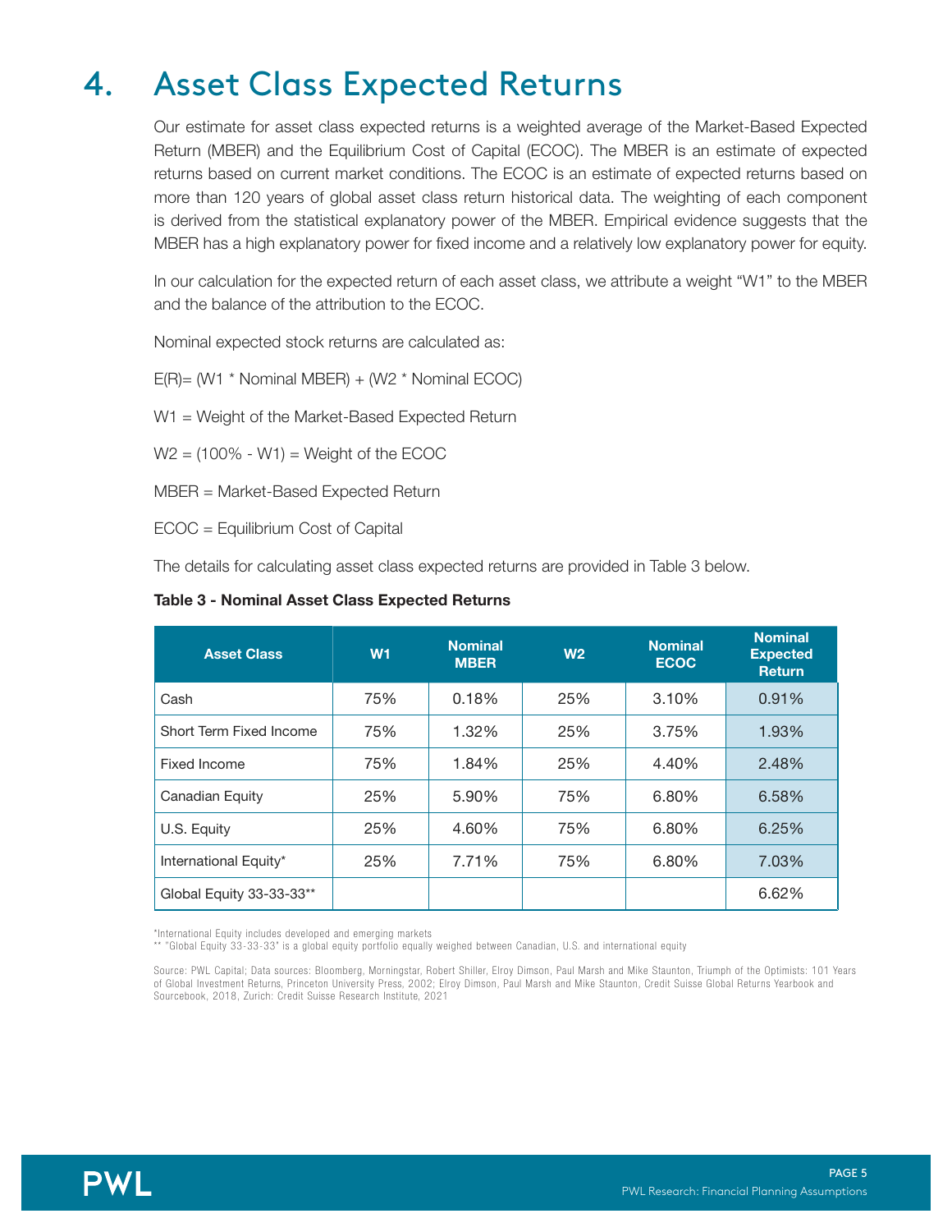# 4. Asset Class Expected Returns

Our estimate for asset class expected returns is a weighted average of the Market-Based Expected Return (MBER) and the Equilibrium Cost of Capital (ECOC). The MBER is an estimate of expected returns based on current market conditions. The ECOC is an estimate of expected returns based on more than 120 years of global asset class return historical data. The weighting of each component is derived from the statistical explanatory power of the MBER. Empirical evidence suggests that the MBER has a high explanatory power for fixed income and a relatively low explanatory power for equity.

In our calculation for the expected return of each asset class, we attribute a weight "W1" to the MBER and the balance of the attribution to the ECOC.

Nominal expected stock returns are calculated as:

E(R)= (W1 * Nominal MBER) + (W2 * Nominal ECOC)

W1 = Weight of the Market-Based Expected Return

W2 = (100% - W1) = Weight of the ECOC

MBER = Market-Based Expected Return

ECOC = Equilibrium Cost of Capital

The details for calculating asset class expected returns are provided in Table 3 below.

**Table 3 - Nominal Asset Class Expected Returns**

| Asset Class | W1 | Nominal MBER | W2 | Nominal ECOC | Nominal Expected Return |
|---|---|---|---|---|---|
| Cash | 75% | 0.18% | 25% | 3.10% | 0.91% |
| Short Term Fixed Income | 75% | 1.32% | 25% | 3.75% | 1.93% |
| Fixed Income | 75% | 1.84% | 25% | 4.40% | 2.48% |
| Canadian Equity | 25% | 5.90% | 75% | 6.80% | 6.58% |
| U.S. Equity | 25% | 4.60% | 75% | 6.80% | 6.25% |
| International Equity* | 25% | 7.71% | 75% | 6.80% | 7.03% |
| Global Equity 33-33-33** | | | | | 6.62% |

*International Equity includes developed and emerging markets

** "Global Equity 33-33-33" is a global equity portfolio equally weighed between Canadian, U.S. and international equity

Source: PWL Capital; Data sources: Bloomberg, Morningstar, Robert Shiller, Elroy Dimson, Paul Marsh and Mike Staunton, Triumph of the Optimists: 101 Years of Global Investment Returns, Princeton University Press, 2002; Elroy Dimson, Paul Marsh and Mike Staunton, Credit Suisse Global Returns Yearbook and Sourcebook, 2018, Zurich: Credit Suisse Research Institute, 2021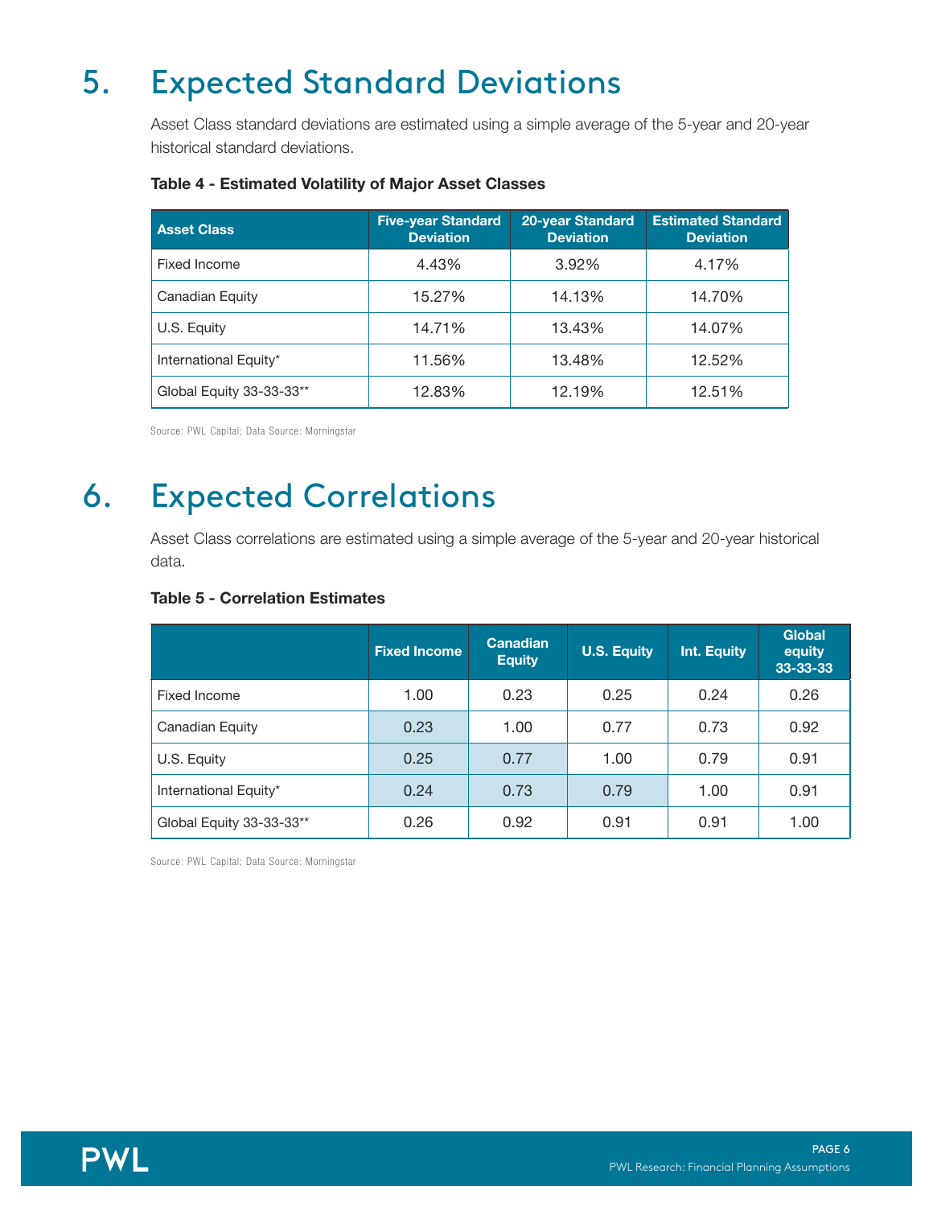# 5. Expected Standard Deviations

Asset Class standard deviations are estimated using a simple average of the 5-year and 20-year historical standard deviations.

**Table 4 - Estimated Volatility of Major Asset Classes**

| Asset Class | Five-year Standard Deviation | 20-year Standard Deviation | Estimated Standard Deviation |
|---|---|---|---|
| Fixed Income | 4.43% | 3.92% | 4.17% |
| Canadian Equity | 15.27% | 14.13% | 14.70% |
| U.S. Equity | 14.71% | 13.43% | 14.07% |
| International Equity* | 11.56% | 13.48% | 12.52% |
| Global Equity 33-33-33** | 12.83% | 12.19% | 12.51% |

Source: PWL Capital; Data Source: Morningstar

# 6. Expected Correlations

Asset Class correlations are estimated using a simple average of the 5-year and 20-year historical data.

**Table 5 - Correlation Estimates**

| | Fixed Income | Canadian Equity | U.S. Equity | Int. Equity | Global equity 33-33-33 |
|---|---|---|---|---|---|
| Fixed Income | 1.00 | 0.23 | 0.25 | 0.24 | 0.26 |
| Canadian Equity | 0.23 | 1.00 | 0.77 | 0.73 | 0.92 |
| U.S. Equity | 0.25 | 0.77 | 1.00 | 0.79 | 0.91 |
| International Equity* | 0.24 | 0.73 | 0.79 | 1.00 | 0.91 |
| Global Equity 33-33-33** | 0.26 | 0.92 | 0.91 | 0.91 | 1.00 |

Source: PWL Capital; Data Source: Morningstar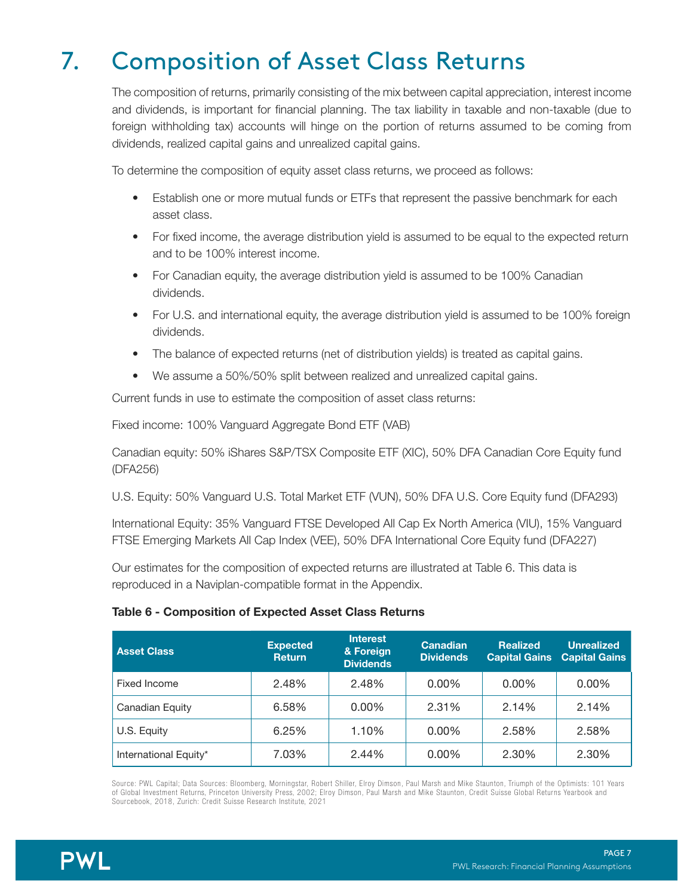# 7. Composition of Asset Class Returns

The composition of returns, primarily consisting of the mix between capital appreciation, interest income and dividends, is important for financial planning. The tax liability in taxable and non-taxable (due to foreign withholding tax) accounts will hinge on the portion of returns assumed to be coming from dividends, realized capital gains and unrealized capital gains.

To determine the composition of equity asset class returns, we proceed as follows:

- Establish one or more mutual funds or ETFs that represent the passive benchmark for each asset class.
- For fixed income, the average distribution yield is assumed to be equal to the expected return and to be 100% interest income.
- For Canadian equity, the average distribution yield is assumed to be 100% Canadian dividends.
- For U.S. and international equity, the average distribution yield is assumed to be 100% foreign dividends.
- The balance of expected returns (net of distribution yields) is treated as capital gains.
- We assume a 50%/50% split between realized and unrealized capital gains.

Current funds in use to estimate the composition of asset class returns:

Fixed income: 100% Vanguard Aggregate Bond ETF (VAB)

Canadian equity: 50% iShares S&P/TSX Composite ETF (XIC), 50% DFA Canadian Core Equity fund (DFA256)

U.S. Equity: 50% Vanguard U.S. Total Market ETF (VUN), 50% DFA U.S. Core Equity fund (DFA293)

International Equity: 35% Vanguard FTSE Developed All Cap Ex North America (VIU), 15% Vanguard FTSE Emerging Markets All Cap Index (VEE), 50% DFA International Core Equity fund (DFA227)

Our estimates for the composition of expected returns are illustrated at Table 6. This data is reproduced in a Naviplan-compatible format in the Appendix.

**Table 6 - Composition of Expected Asset Class Returns**

| Asset Class | Expected Return | Interest & Foreign Dividends | Canadian Dividends | Realized Capital Gains | Unrealized Capital Gains |
|---|---|---|---|---|---|
| Fixed Income | 2.48% | 2.48% | 0.00% | 0.00% | 0.00% |
| Canadian Equity | 6.58% | 0.00% | 2.31% | 2.14% | 2.14% |
| U.S. Equity | 6.25% | 1.10% | 0.00% | 2.58% | 2.58% |
| International Equity* | 7.03% | 2.44% | 0.00% | 2.30% | 2.30% |

Source: PWL Capital; Data Sources: Bloomberg, Morningstar, Robert Shiller, Elroy Dimson, Paul Marsh and Mike Staunton, Triumph of the Optimists: 101 Years of Global Investment Returns, Princeton University Press, 2002; Elroy Dimson, Paul Marsh and Mike Staunton, Credit Suisse Global Returns Yearbook and Sourcebook, 2018, Zurich: Credit Suisse Research Institute, 2021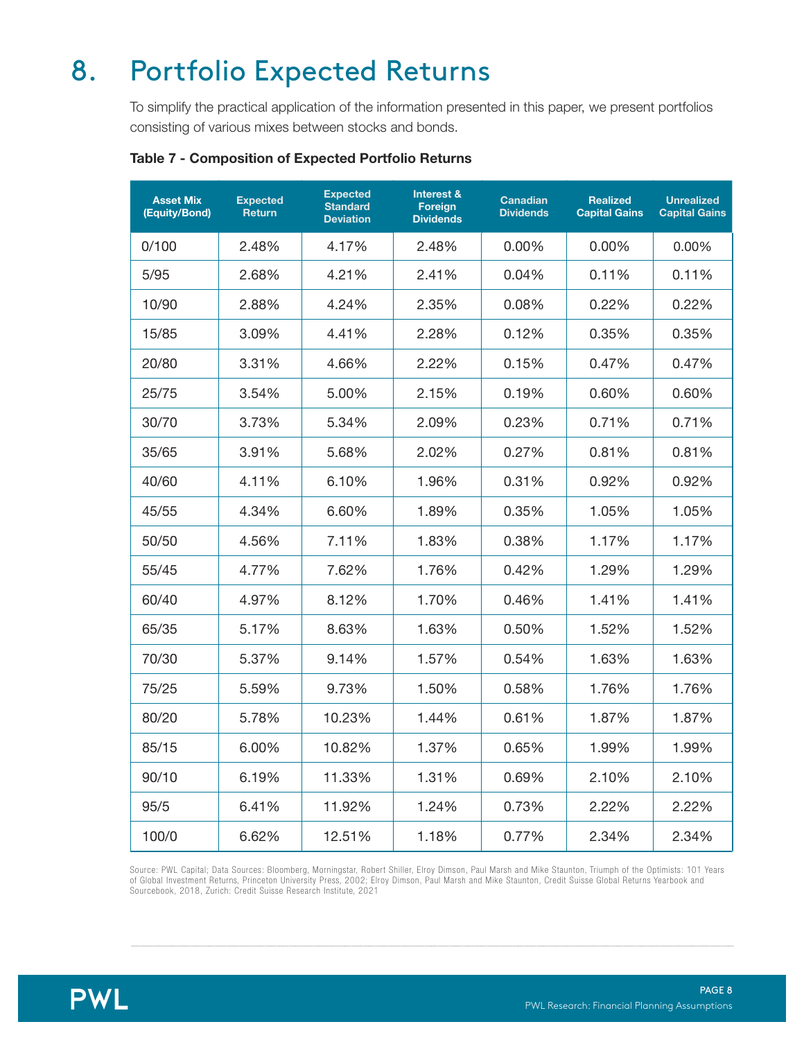# 8. Portfolio Expected Returns

To simplify the practical application of the information presented in this paper, we present portfolios consisting of various mixes between stocks and bonds.

**Table 7 - Composition of Expected Portfolio Returns**

| Asset Mix (Equity/Bond) | Expected Return | Expected Standard Deviation | Interest & Foreign Dividends | Canadian Dividends | Realized Capital Gains | Unrealized Capital Gains |
|---|---|---|---|---|---|---|
| 0/100 | 2.48% | 4.17% | 2.48% | 0.00% | 0.00% | 0.00% |
| 5/95 | 2.68% | 4.21% | 2.41% | 0.04% | 0.11% | 0.11% |
| 10/90 | 2.88% | 4.24% | 2.35% | 0.08% | 0.22% | 0.22% |
| 15/85 | 3.09% | 4.41% | 2.28% | 0.12% | 0.35% | 0.35% |
| 20/80 | 3.31% | 4.66% | 2.22% | 0.15% | 0.47% | 0.47% |
| 25/75 | 3.54% | 5.00% | 2.15% | 0.19% | 0.60% | 0.60% |
| 30/70 | 3.73% | 5.34% | 2.09% | 0.23% | 0.71% | 0.71% |
| 35/65 | 3.91% | 5.68% | 2.02% | 0.27% | 0.81% | 0.81% |
| 40/60 | 4.11% | 6.10% | 1.96% | 0.31% | 0.92% | 0.92% |
| 45/55 | 4.34% | 6.60% | 1.89% | 0.35% | 1.05% | 1.05% |
| 50/50 | 4.56% | 7.11% | 1.83% | 0.38% | 1.17% | 1.17% |
| 55/45 | 4.77% | 7.62% | 1.76% | 0.42% | 1.29% | 1.29% |
| 60/40 | 4.97% | 8.12% | 1.70% | 0.46% | 1.41% | 1.41% |
| 65/35 | 5.17% | 8.63% | 1.63% | 0.50% | 1.52% | 1.52% |
| 70/30 | 5.37% | 9.14% | 1.57% | 0.54% | 1.63% | 1.63% |
| 75/25 | 5.59% | 9.73% | 1.50% | 0.58% | 1.76% | 1.76% |
| 80/20 | 5.78% | 10.23% | 1.44% | 0.61% | 1.87% | 1.87% |
| 85/15 | 6.00% | 10.82% | 1.37% | 0.65% | 1.99% | 1.99% |
| 90/10 | 6.19% | 11.33% | 1.31% | 0.69% | 2.10% | 2.10% |
| 95/5 | 6.41% | 11.92% | 1.24% | 0.73% | 2.22% | 2.22% |
| 100/0 | 6.62% | 12.51% | 1.18% | 0.77% | 2.34% | 2.34% |

Source: PWL Capital; Data Sources: Bloomberg, Morningstar, Robert Shiller, Elroy Dimson, Paul Marsh and Mike Staunton, Triumph of the Optimists: 101 Years of Global Investment Returns, Princeton University Press, 2002; Elroy Dimson, Paul Marsh and Mike Staunton, Credit Suisse Global Returns Yearbook and Sourcebook, 2018, Zurich: Credit Suisse Research Institute, 2021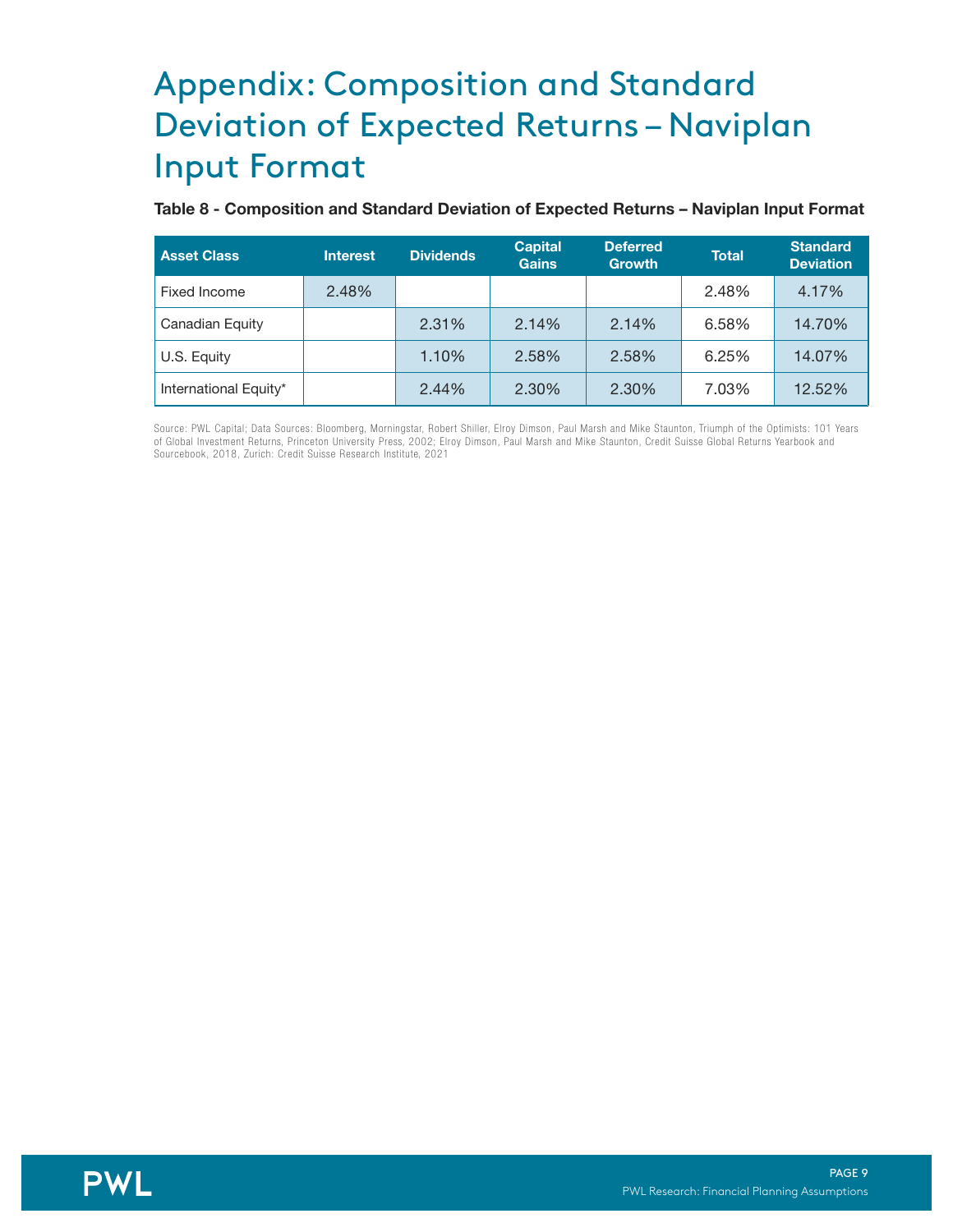# Appendix: Composition and Standard Deviation of Expected Returns – Naviplan Input Format

**Table 8 - Composition and Standard Deviation of Expected Returns – Naviplan Input Format**

| Asset Class | Interest | Dividends | Capital Gains | Deferred Growth | Total | Standard Deviation |
|---|---|---|---|---|---|---|
| Fixed Income | 2.48% | | | | 2.48% | 4.17% |
| Canadian Equity | | 2.31% | 2.14% | 2.14% | 6.58% | 14.70% |
| U.S. Equity | | 1.10% | 2.58% | 2.58% | 6.25% | 14.07% |
| International Equity* | | 2.44% | 2.30% | 2.30% | 7.03% | 12.52% |

Source: PWL Capital; Data Sources: Bloomberg, Morningstar, Robert Shiller, Elroy Dimson, Paul Marsh and Mike Staunton, Triumph of the Optimists: 101 Years of Global Investment Returns, Princeton University Press, 2002; Elroy Dimson, Paul Marsh and Mike Staunton, Credit Suisse Global Returns Yearbook and Sourcebook, 2018, Zurich: Credit Suisse Research Institute, 2021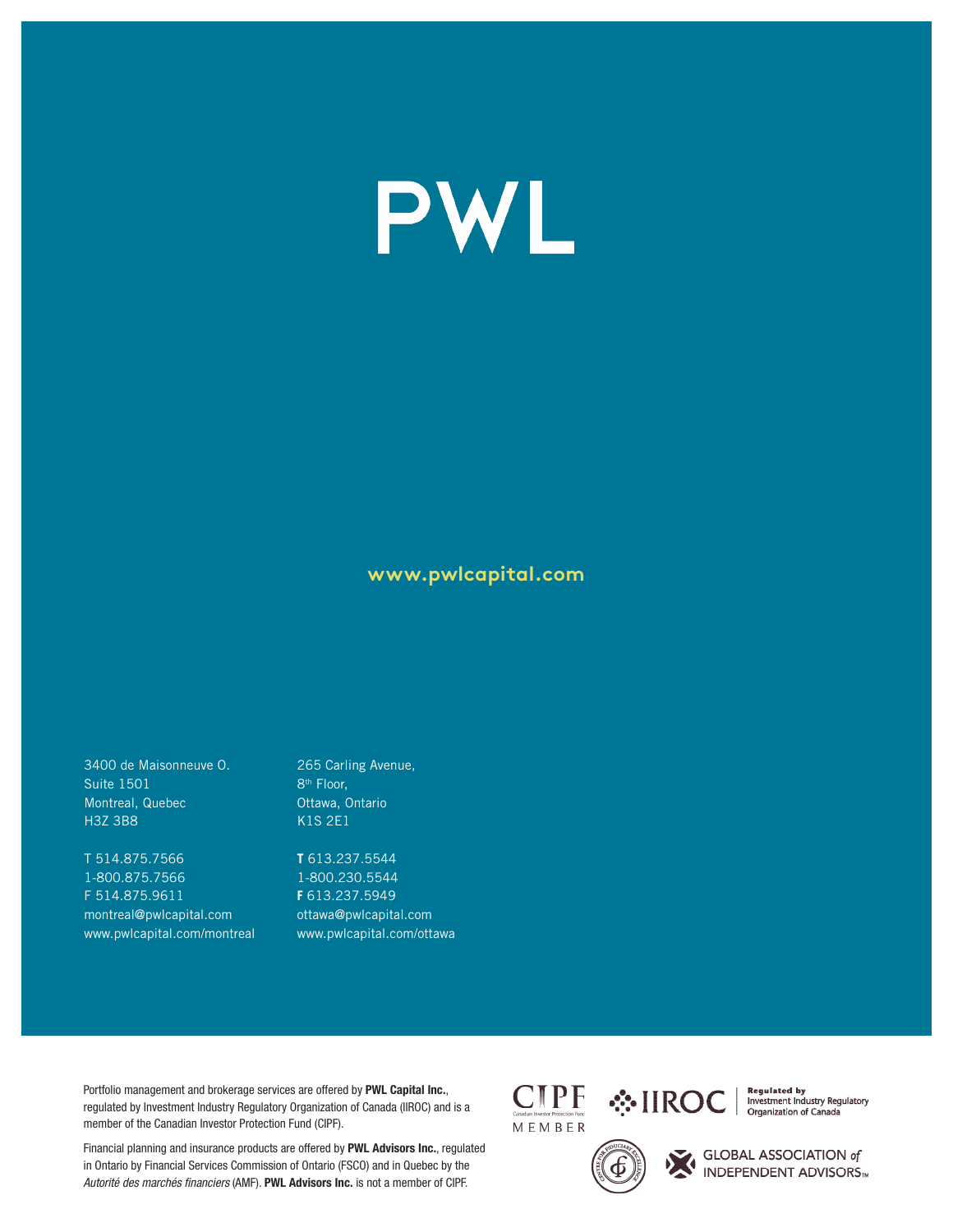# PWL

**www.pwlcapital.com**

3400 de Maisonneuve O.
Suite 1501
Montreal, Quebec
H3Z 3B8

T 514.875.7566
1-800.875.7566
F 514.875.9611
montreal@pwlcapital.com
www.pwlcapital.com/montreal

265 Carling Avenue,
8th Floor,
Ottawa, Ontario
K1S 2E1

**T** 613.237.5544
1-800.230.5544
**F** 613.237.5949
ottawa@pwlcapital.com
www.pwlcapital.com/ottawa

Portfolio management and brokerage services are offered by **PWL Capital Inc.**, regulated by Investment Industry Regulatory Organization of Canada (IIROC) and is a member of the Canadian Investor Protection Fund (CIPF).

Financial planning and insurance products are offered by **PWL Advisors Inc.**, regulated in Ontario by Financial Services Commission of Ontario (FSCO) and in Quebec by the *Autorité des marchés financiers* (AMF). **PWL Advisors Inc.** is not a member of CIPF.

CIPF Canadian Investor Protection Fund MEMBER

IIROC Regulated by Investment Industry Regulatory Organization of Canada

GLOBAL ASSOCIATION *of* INDEPENDENT ADVISORS™